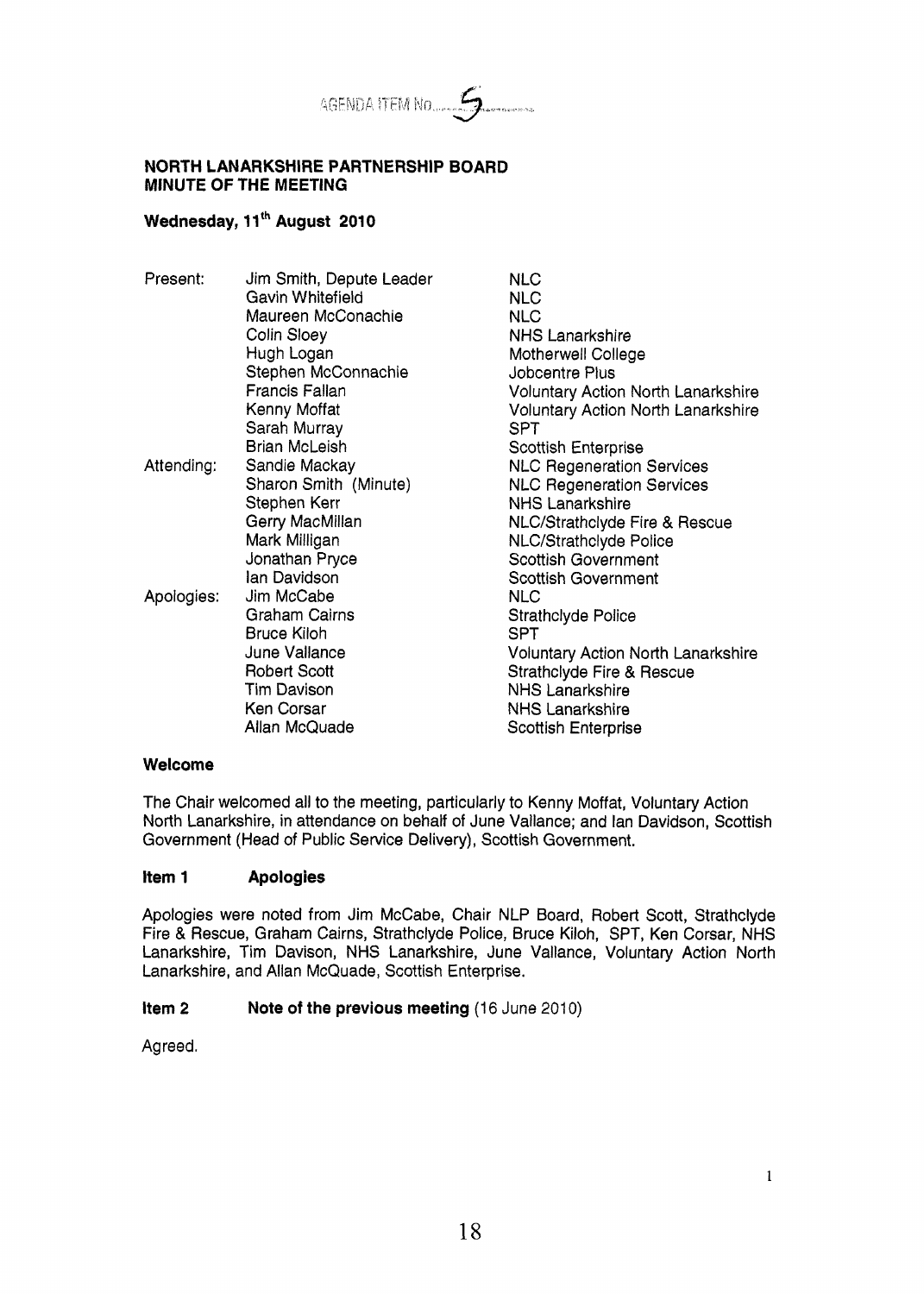AGENDA ITEM No. 5

**NORTH LANARKSHIRE PARTNERSHIP BOARD**
**MINUTE OF THE MEETING**

**Wednesday, 11th August 2010**

| | | |
|---|---|---|
| Present: | Jim Smith, Depute Leader | NLC |
| | Gavin Whitefield | NLC |
| | Maureen McConachie | NLC |
| | Colin Sloey | NHS Lanarkshire |
| | Hugh Logan | Motherwell College |
| | Stephen McConnachie | Jobcentre Plus |
| | Francis Fallan | Voluntary Action North Lanarkshire |
| | Kenny Moffat | Voluntary Action North Lanarkshire |
| | Sarah Murray | SPT |
| | Brian McLeish | Scottish Enterprise |
| Attending: | Sandie Mackay | NLC Regeneration Services |
| | Sharon Smith (Minute) | NLC Regeneration Services |
| | Stephen Kerr | NHS Lanarkshire |
| | Gerry MacMillan | NLC/Strathclyde Fire & Rescue |
| | Mark Milligan | NLC/Strathclyde Police |
| | Jonathan Pryce | Scottish Government |
| | Ian Davidson | Scottish Government |
| Apologies: | Jim McCabe | NLC |
| | Graham Cairns | Strathclyde Police |
| | Bruce Kiloh | SPT |
| | June Vallance | Voluntary Action North Lanarkshire |
| | Robert Scott | Strathclyde Fire & Rescue |
| | Tim Davison | NHS Lanarkshire |
| | Ken Corsar | NHS Lanarkshire |
| | Allan McQuade | Scottish Enterprise |

### Welcome

The Chair welcomed all to the meeting, particularly to Kenny Moffat, Voluntary Action North Lanarkshire, in attendance on behalf of June Vallance; and Ian Davidson, Scottish Government (Head of Public Service Delivery), Scottish Government.

### Item 1 Apologies

Apologies were noted from Jim McCabe, Chair NLP Board, Robert Scott, Strathclyde Fire & Rescue, Graham Cairns, Strathclyde Police, Bruce Kiloh, SPT, Ken Corsar, NHS Lanarkshire, Tim Davison, NHS Lanarkshire, June Vallance, Voluntary Action North Lanarkshire, and Allan McQuade, Scottish Enterprise.

### Item 2 Note of the previous meeting (16 June 2010)

Agreed.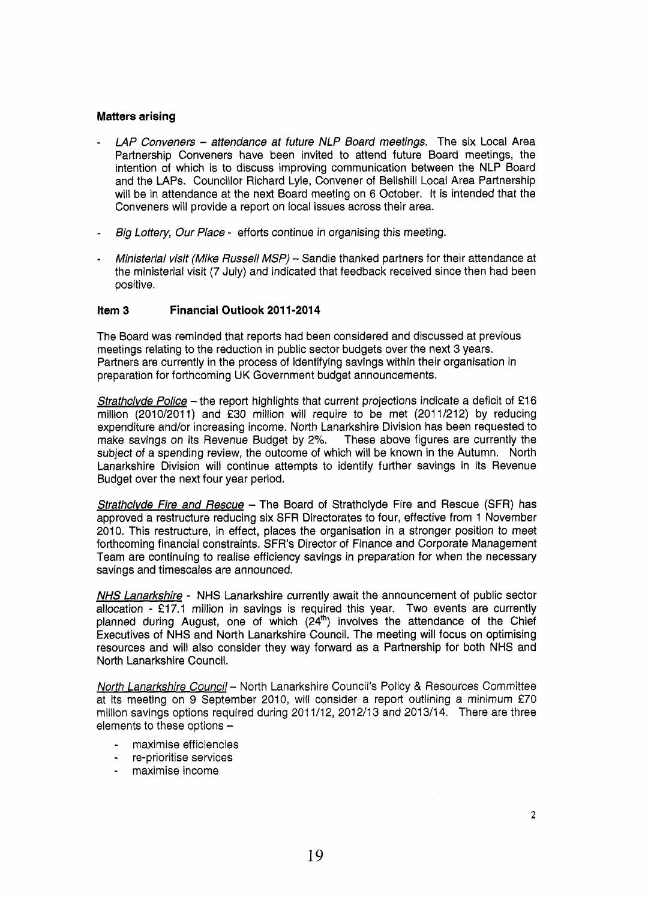**Matters arising**

- *LAP Conveners – attendance at future NLP Board meetings.* The six Local Area Partnership Conveners have been invited to attend future Board meetings, the intention of which is to discuss improving communication between the NLP Board and the LAPs. Councillor Richard Lyle, Convener of Bellshill Local Area Partnership will be in attendance at the next Board meeting on 6 October. It is intended that the Conveners will provide a report on local issues across their area.
- *Big Lottery, Our Place* - efforts continue in organising this meeting.
- *Ministerial visit (Mike Russell MSP)* – Sandie thanked partners for their attendance at the ministerial visit (7 July) and indicated that feedback received since then had been positive.

**Item 3 Financial Outlook 2011-2014**

The Board was reminded that reports had been considered and discussed at previous meetings relating to the reduction in public sector budgets over the next 3 years. Partners are currently in the process of identifying savings within their organisation in preparation for forthcoming UK Government budget announcements.

*Strathclyde Police* – the report highlights that current projections indicate a deficit of £16 million (2010/2011) and £30 million will require to be met (2011/212) by reducing expenditure and/or increasing income. North Lanarkshire Division has been requested to make savings on its Revenue Budget by 2%. These above figures are currently the subject of a spending review, the outcome of which will be known in the Autumn. North Lanarkshire Division will continue attempts to identify further savings in its Revenue Budget over the next four year period.

*Strathclyde Fire and Rescue* – The Board of Strathclyde Fire and Rescue (SFR) has approved a restructure reducing six SFR Directorates to four, effective from 1 November 2010. This restructure, in effect, places the organisation in a stronger position to meet forthcoming financial constraints. SFR's Director of Finance and Corporate Management Team are continuing to realise efficiency savings in preparation for when the necessary savings and timescales are announced.

*NHS Lanarkshire* - NHS Lanarkshire currently await the announcement of public sector allocation - £17.1 million in savings is required this year. Two events are currently planned during August, one of which (24th) involves the attendance of the Chief Executives of NHS and North Lanarkshire Council. The meeting will focus on optimising resources and will also consider they way forward as a Partnership for both NHS and North Lanarkshire Council.

*North Lanarkshire Council* – North Lanarkshire Council's Policy & Resources Committee at its meeting on 9 September 2010, will consider a report outlining a minimum £70 million savings options required during 2011/12, 2012/13 and 2013/14. There are three elements to these options –

- maximise efficiencies
- re-prioritise services
- maximise income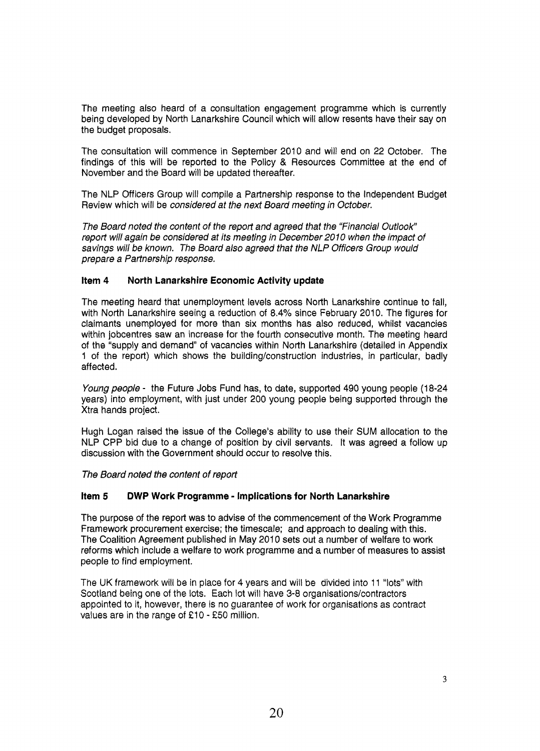The meeting also heard of a consultation engagement programme which is currently being developed by North Lanarkshire Council which will allow resents have their say on the budget proposals.

The consultation will commence in September 2010 and will end on 22 October. The findings of this will be reported to the Policy & Resources Committee at the end of November and the Board will be updated thereafter.

The NLP Officers Group will compile a Partnership response to the Independent Budget Review which will be *considered at the next Board meeting in October.*

*The Board noted the content of the report and agreed that the "Financial Outlook" report will again be considered at its meeting in December 2010 when the impact of savings will be known. The Board also agreed that the NLP Officers Group would prepare a Partnership response.*

### Item 4 North Lanarkshire Economic Activity update

The meeting heard that unemployment levels across North Lanarkshire continue to fall, with North Lanarkshire seeing a reduction of 8.4% since February 2010. The figures for claimants unemployed for more than six months has also reduced, whilst vacancies within jobcentres saw an increase for the fourth consecutive month. The meeting heard of the "supply and demand" of vacancies within North Lanarkshire (detailed in Appendix 1 of the report) which shows the building/construction industries, in particular, badly affected.

*Young people* - the Future Jobs Fund has, to date, supported 490 young people (18-24 years) into employment, with just under 200 young people being supported through the Xtra hands project.

Hugh Logan raised the issue of the College's ability to use their SUM allocation to the NLP CPP bid due to a change of position by civil servants. It was agreed a follow up discussion with the Government should occur to resolve this.

*The Board noted the content of report*

### Item 5 DWP Work Programme - Implications for North Lanarkshire

The purpose of the report was to advise of the commencement of the Work Programme Framework procurement exercise; the timescale; and approach to dealing with this. The Coalition Agreement published in May 2010 sets out a number of welfare to work reforms which include a welfare to work programme and a number of measures to assist people to find employment.

The UK framework will be in place for 4 years and will be divided into 11 "lots" with Scotland being one of the lots. Each lot will have 3-8 organisations/contractors appointed to it, however, there is no guarantee of work for organisations as contract values are in the range of £10 - £50 million.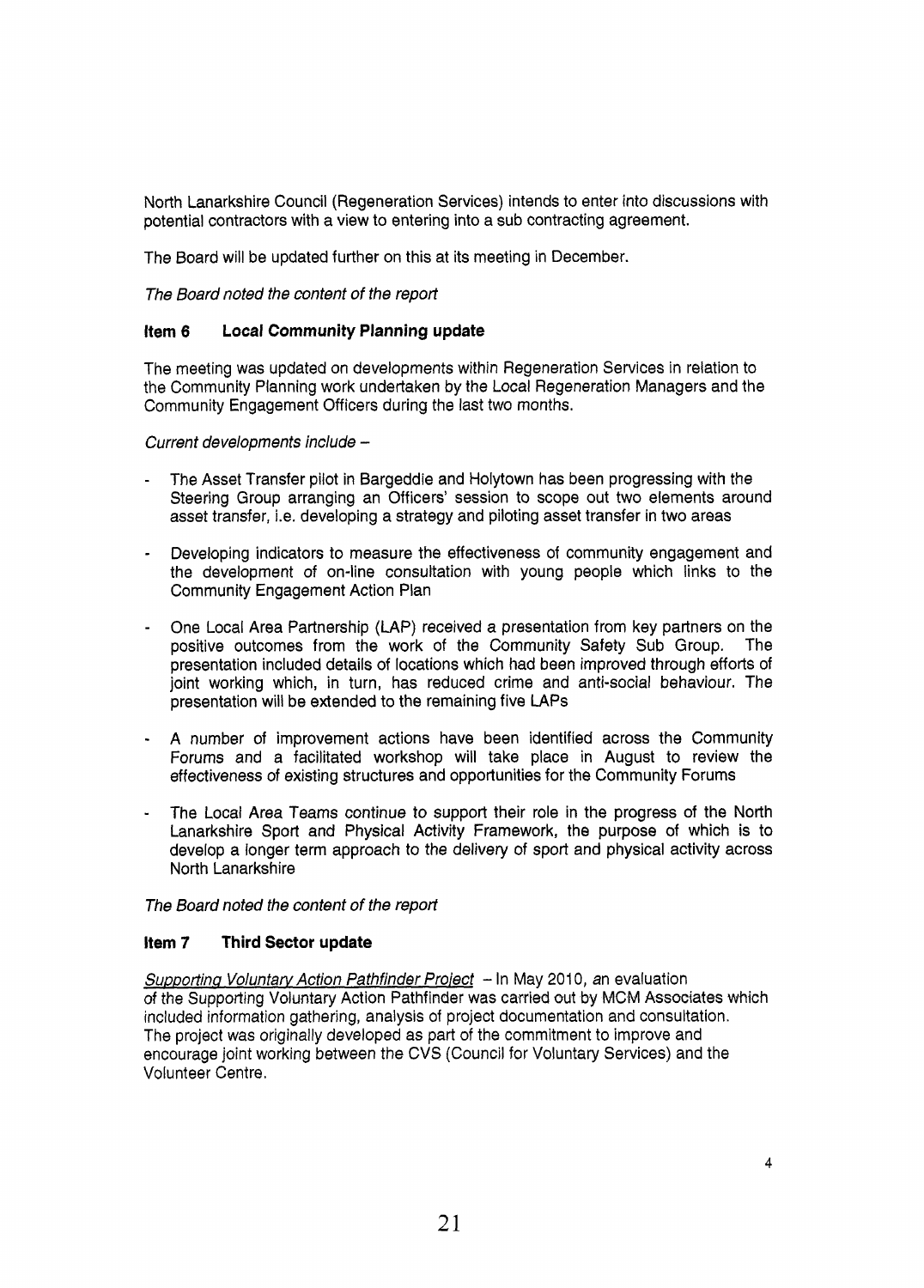North Lanarkshire Council (Regeneration Services) intends to enter into discussions with potential contractors with a view to entering into a sub contracting agreement.

The Board will be updated further on this at its meeting in December.

*The Board noted the content of the report*

### Item 6 Local Community Planning update

The meeting was updated on developments within Regeneration Services in relation to the Community Planning work undertaken by the Local Regeneration Managers and the Community Engagement Officers during the last two months.

*Current developments include –*

- The Asset Transfer pilot in Bargeddie and Holytown has been progressing with the Steering Group arranging an Officers' session to scope out two elements around asset transfer, i.e. developing a strategy and piloting asset transfer in two areas
- Developing indicators to measure the effectiveness of community engagement and the development of on-line consultation with young people which links to the Community Engagement Action Plan
- One Local Area Partnership (LAP) received a presentation from key partners on the positive outcomes from the work of the Community Safety Sub Group. The presentation included details of locations which had been improved through efforts of joint working which, in turn, has reduced crime and anti-social behaviour. The presentation will be extended to the remaining five LAPs
- A number of improvement actions have been identified across the Community Forums and a facilitated workshop will take place in August to review the effectiveness of existing structures and opportunities for the Community Forums
- The Local Area Teams continue to support their role in the progress of the North Lanarkshire Sport and Physical Activity Framework, the purpose of which is to develop a longer term approach to the delivery of sport and physical activity across North Lanarkshire

*The Board noted the content of the report*

### Item 7 Third Sector update

Supporting Voluntary Action Pathfinder Project – In May 2010, an evaluation of the Supporting Voluntary Action Pathfinder was carried out by MCM Associates which included information gathering, analysis of project documentation and consultation. The project was originally developed as part of the commitment to improve and encourage joint working between the CVS (Council for Voluntary Services) and the Volunteer Centre.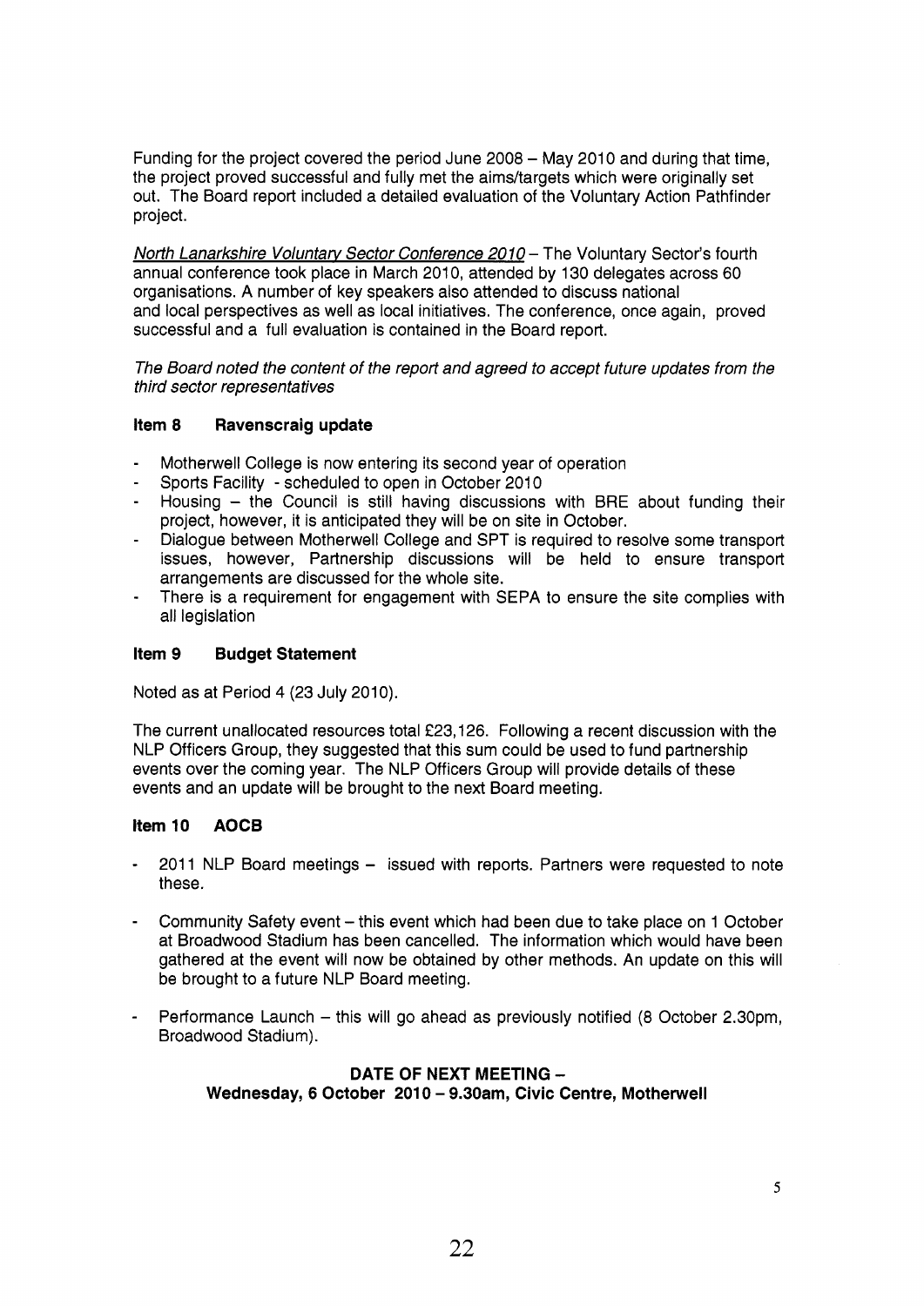Funding for the project covered the period June 2008 – May 2010 and during that time, the project proved successful and fully met the aims/targets which were originally set out. The Board report included a detailed evaluation of the Voluntary Action Pathfinder project.

North Lanarkshire Voluntary Sector Conference 2010 – The Voluntary Sector's fourth annual conference took place in March 2010, attended by 130 delegates across 60 organisations. A number of key speakers also attended to discuss national and local perspectives as well as local initiatives. The conference, once again, proved successful and a full evaluation is contained in the Board report.

*The Board noted the content of the report and agreed to accept future updates from the third sector representatives*

### Item 8 Ravenscraig update

- Motherwell College is now entering its second year of operation
- Sports Facility - scheduled to open in October 2010
- Housing – the Council is still having discussions with BRE about funding their project, however, it is anticipated they will be on site in October.
- Dialogue between Motherwell College and SPT is required to resolve some transport issues, however, Partnership discussions will be held to ensure transport arrangements are discussed for the whole site.
- There is a requirement for engagement with SEPA to ensure the site complies with all legislation

### Item 9 Budget Statement

Noted as at Period 4 (23 July 2010).

The current unallocated resources total £23,126. Following a recent discussion with the NLP Officers Group, they suggested that this sum could be used to fund partnership events over the coming year. The NLP Officers Group will provide details of these events and an update will be brought to the next Board meeting.

### Item 10 AOCB

- 2011 NLP Board meetings – issued with reports. Partners were requested to note these.
- Community Safety event – this event which had been due to take place on 1 October at Broadwood Stadium has been cancelled. The information which would have been gathered at the event will now be obtained by other methods. An update on this will be brought to a future NLP Board meeting.
- Performance Launch – this will go ahead as previously notified (8 October 2.30pm, Broadwood Stadium).

**DATE OF NEXT MEETING –**
**Wednesday, 6 October 2010 – 9.30am, Civic Centre, Motherwell**